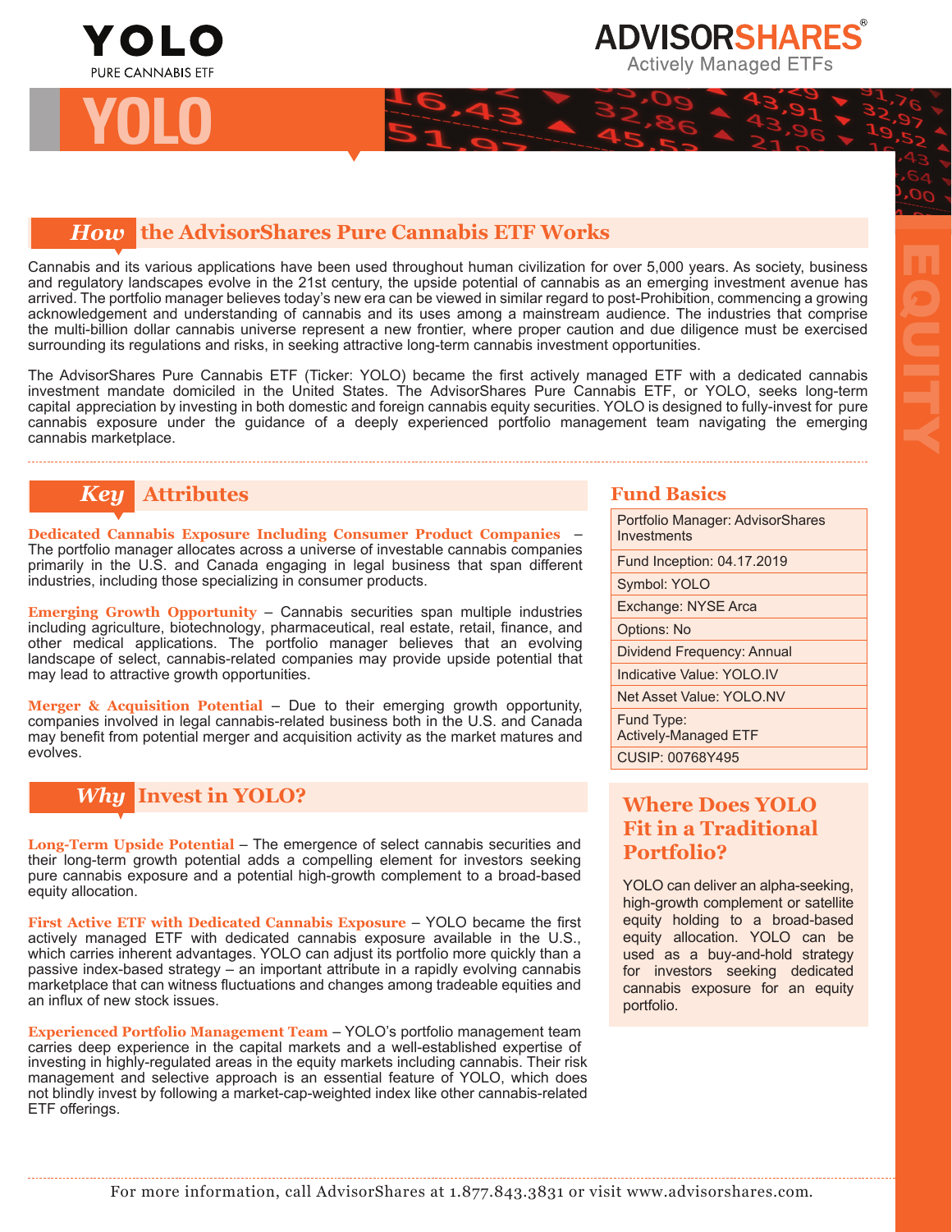# YOLO

YOLO PURE CANNABIS ETF

ADVISORSHARES® Actively Managed ETFs

EQUITY

## *How* the AdvisorShares Pure Cannabis ETF Works

Cannabis and its various applications have been used throughout human civilization for over 5,000 years. As society, business and regulatory landscapes evolve in the 21st century, the upside potential of cannabis as an emerging investment avenue has arrived. The portfolio manager believes today's new era can be viewed in similar regard to post-Prohibition, commencing a growing acknowledgement and understanding of cannabis and its uses among a mainstream audience. The industries that comprise the multi-billion dollar cannabis universe represent a new frontier, where proper caution and due diligence must be exercised surrounding its regulations and risks, in seeking attractive long-term cannabis investment opportunities.

The AdvisorShares Pure Cannabis ETF (Ticker: YOLO) became the first actively managed ETF with a dedicated cannabis investment mandate domiciled in the United States. The AdvisorShares Pure Cannabis ETF, or YOLO, seeks long-term capital appreciation by investing in both domestic and foreign cannabis equity securities. YOLO is designed to fully-invest for pure cannabis exposure under the guidance of a deeply experienced portfolio management team navigating the emerging cannabis marketplace.

## *Key* Attributes

**Dedicated Cannabis Exposure Including Consumer Product Companies** – The portfolio manager allocates across a universe of investable cannabis companies primarily in the U.S. and Canada engaging in legal business that span different industries, including those specializing in consumer products.

**Emerging Growth Opportunity** – Cannabis securities span multiple industries including agriculture, biotechnology, pharmaceutical, real estate, retail, finance, and other medical applications. The portfolio manager believes that an evolving landscape of select, cannabis-related companies may provide upside potential that may lead to attractive growth opportunities.

**Merger & Acquisition Potential** – Due to their emerging growth opportunity, companies involved in legal cannabis-related business both in the U.S. and Canada may benefit from potential merger and acquisition activity as the market matures and evolves.

## *Why* Invest in YOLO?

**Long-Term Upside Potential** – The emergence of select cannabis securities and their long-term growth potential adds a compelling element for investors seeking pure cannabis exposure and a potential high-growth complement to a broad-based equity allocation.

**First Active ETF with Dedicated Cannabis Exposure** – YOLO became the first actively managed ETF with dedicated cannabis exposure available in the U.S., which carries inherent advantages. YOLO can adjust its portfolio more quickly than a passive index-based strategy – an important attribute in a rapidly evolving cannabis marketplace that can witness fluctuations and changes among tradeable equities and an influx of new stock issues.

**Experienced Portfolio Management Team** – YOLO's portfolio management team carries deep experience in the capital markets and a well-established expertise of investing in highly-regulated areas in the equity markets including cannabis. Their risk management and selective approach is an essential feature of YOLO, which does not blindly invest by following a market-cap-weighted index like other cannabis-related ETF offerings.

## Fund Basics

| Fund Basics |
|---|
| Portfolio Manager: AdvisorShares Investments |
| Fund Inception: 04.17.2019 |
| Symbol: YOLO |
| Exchange: NYSE Arca |
| Options: No |
| Dividend Frequency: Annual |
| Indicative Value: YOLO.IV |
| Net Asset Value: YOLO.NV |
| Fund Type: Actively-Managed ETF |
| CUSIP: 00768Y495 |

## Where Does YOLO Fit in a Traditional Portfolio?

YOLO can deliver an alpha-seeking, high-growth complement or satellite equity holding to a broad-based equity allocation. YOLO can be used as a buy-and-hold strategy for investors seeking dedicated cannabis exposure for an equity portfolio.

For more information, call AdvisorShares at 1.877.843.3831 or visit www.advisorshares.com.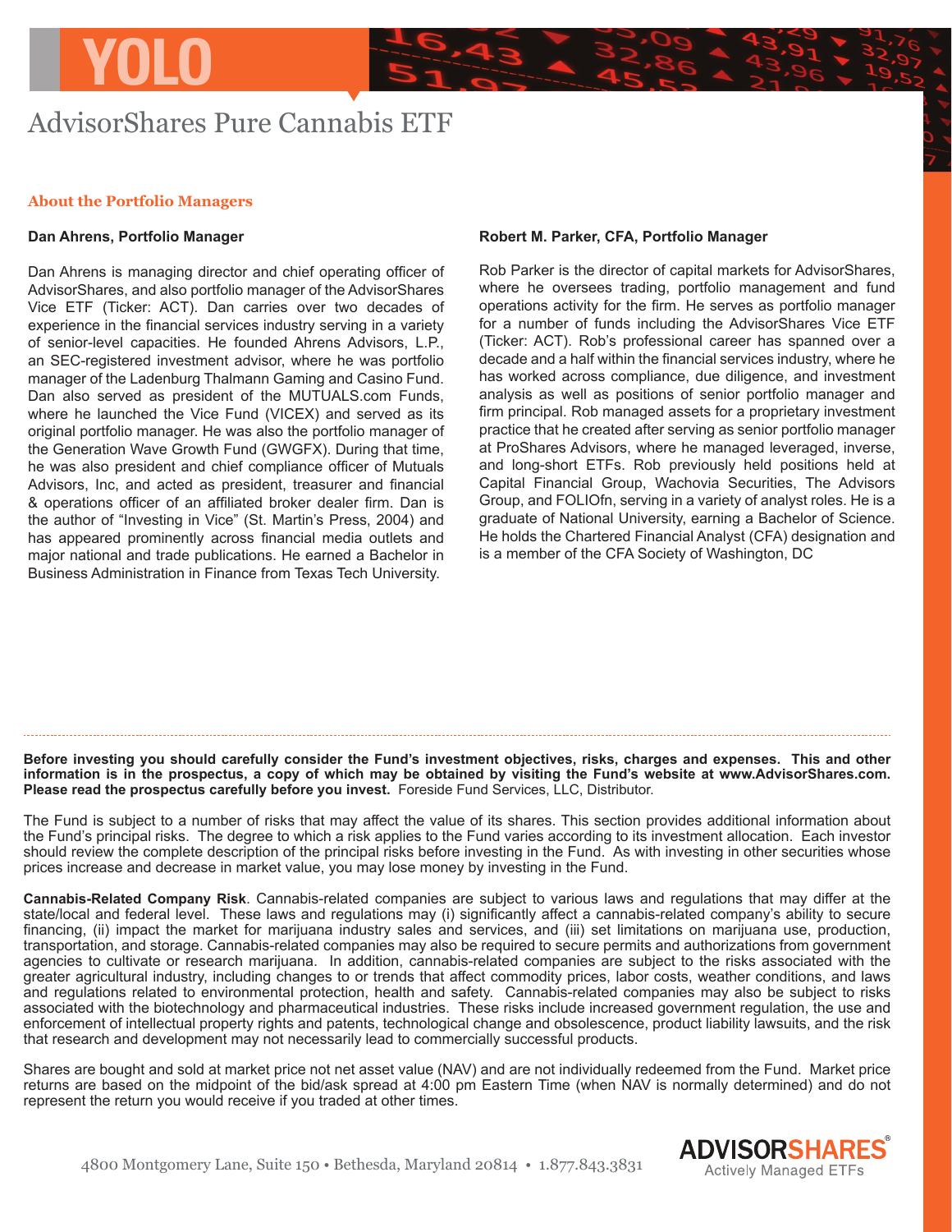# YOLO

## AdvisorShares Pure Cannabis ETF

### About the Portfolio Managers

**Dan Ahrens, Portfolio Manager**

Dan Ahrens is managing director and chief operating officer of AdvisorShares, and also portfolio manager of the AdvisorShares Vice ETF (Ticker: ACT). Dan carries over two decades of experience in the financial services industry serving in a variety of senior-level capacities. He founded Ahrens Advisors, L.P., an SEC-registered investment advisor, where he was portfolio manager of the Ladenburg Thalmann Gaming and Casino Fund. Dan also served as president of the MUTUALS.com Funds, where he launched the Vice Fund (VICEX) and served as its original portfolio manager. He was also the portfolio manager of the Generation Wave Growth Fund (GWGFX). During that time, he was also president and chief compliance officer of Mutuals Advisors, Inc, and acted as president, treasurer and financial & operations officer of an affiliated broker dealer firm. Dan is the author of "Investing in Vice" (St. Martin's Press, 2004) and has appeared prominently across financial media outlets and major national and trade publications. He earned a Bachelor in Business Administration in Finance from Texas Tech University.

**Robert M. Parker, CFA, Portfolio Manager**

Rob Parker is the director of capital markets for AdvisorShares, where he oversees trading, portfolio management and fund operations activity for the firm. He serves as portfolio manager for a number of funds including the AdvisorShares Vice ETF (Ticker: ACT). Rob's professional career has spanned over a decade and a half within the financial services industry, where he has worked across compliance, due diligence, and investment analysis as well as positions of senior portfolio manager and firm principal. Rob managed assets for a proprietary investment practice that he created after serving as senior portfolio manager at ProShares Advisors, where he managed leveraged, inverse, and long-short ETFs. Rob previously held positions held at Capital Financial Group, Wachovia Securities, The Advisors Group, and FOLIOfn, serving in a variety of analyst roles. He is a graduate of National University, earning a Bachelor of Science. He holds the Chartered Financial Analyst (CFA) designation and is a member of the CFA Society of Washington, DC

---

**Before investing you should carefully consider the Fund's investment objectives, risks, charges and expenses. This and other information is in the prospectus, a copy of which may be obtained by visiting the Fund's website at www.AdvisorShares.com. Please read the prospectus carefully before you invest.** Foreside Fund Services, LLC, Distributor.

The Fund is subject to a number of risks that may affect the value of its shares. This section provides additional information about the Fund's principal risks. The degree to which a risk applies to the Fund varies according to its investment allocation. Each investor should review the complete description of the principal risks before investing in the Fund. As with investing in other securities whose prices increase and decrease in market value, you may lose money by investing in the Fund.

**Cannabis-Related Company Risk**. Cannabis-related companies are subject to various laws and regulations that may differ at the state/local and federal level. These laws and regulations may (i) significantly affect a cannabis-related company's ability to secure financing, (ii) impact the market for marijuana industry sales and services, and (iii) set limitations on marijuana use, production, transportation, and storage. Cannabis-related companies may also be required to secure permits and authorizations from government agencies to cultivate or research marijuana. In addition, cannabis-related companies are subject to the risks associated with the greater agricultural industry, including changes to or trends that affect commodity prices, labor costs, weather conditions, and laws and regulations related to environmental protection, health and safety. Cannabis-related companies may also be subject to risks associated with the biotechnology and pharmaceutical industries. These risks include increased government regulation, the use and enforcement of intellectual property rights and patents, technological change and obsolescence, product liability lawsuits, and the risk that research and development may not necessarily lead to commercially successful products.

Shares are bought and sold at market price not net asset value (NAV) and are not individually redeemed from the Fund. Market price returns are based on the midpoint of the bid/ask spread at 4:00 pm Eastern Time (when NAV is normally determined) and do not represent the return you would receive if you traded at other times.

4800 Montgomery Lane, Suite 150 • Bethesda, Maryland 20814 • 1.877.843.3831

ADVISORSHARES® Actively Managed ETFs